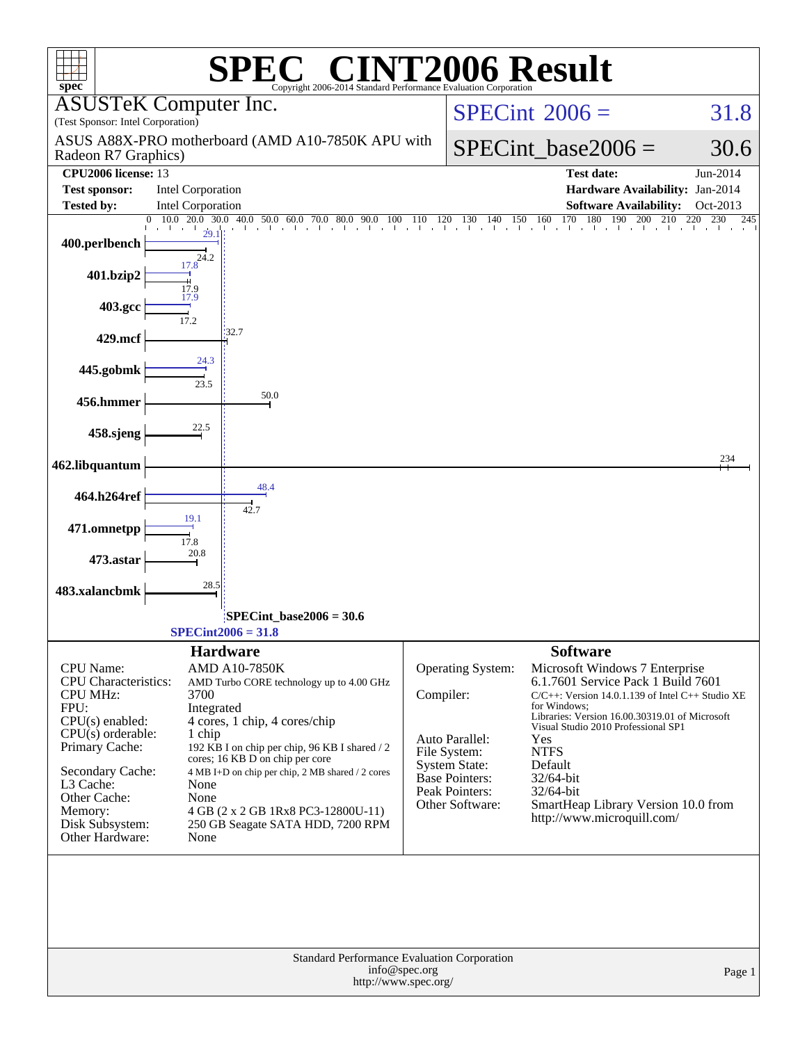# SPEC CINT2006 Result

Copyright 2006-2014 Standard Performance Evaluation Corporation

**ASUSTeK Computer Inc.**
(Test Sponsor: Intel Corporation)

ASUS A88X-PRO motherboard (AMD A10-7850K APU with Radeon R7 Graphics)

SPECint 2006 = 31.8

SPECint_base2006 = 30.6

| | | | |
|---|---|---|---|
| **CPU2006 license:** 13 | | **Test date:** | Jun-2014 |
| **Test sponsor:** | Intel Corporation | **Hardware Availability:** | Jan-2014 |
| **Tested by:** | Intel Corporation | **Software Availability:** | Oct-2013 |

| Benchmark | Peak | Base |
|---|---|---|
| 400.perlbench | 29.1 | 24.2 |
| 401.bzip2 | 17.8 | 17.9 |
| 403.gcc | 17.9 | 17.2 |
| 429.mcf | | 32.7 |
| 445.gobmk | 24.3 | 23.5 |
| 456.hmmer | | 50.0 |
| 458.sjeng | | 22.5 |
| 462.libquantum | | 234 |
| 464.h264ref | 48.4 | 42.7 |
| 471.omnetpp | 19.1 | 17.8 |
| 473.astar | | 20.8 |
| 483.xalancbmk | | 28.5 |

SPECint_base2006 = 30.6

SPECint2006 = 31.8

## Hardware

| | |
|---|---|
| CPU Name: | AMD A10-7850K |
| CPU Characteristics: | AMD Turbo CORE technology up to 4.00 GHz |
| CPU MHz: | 3700 |
| FPU: | Integrated |
| CPU(s) enabled: | 4 cores, 1 chip, 4 cores/chip |
| CPU(s) orderable: | 1 chip |
| Primary Cache: | 192 KB I on chip per chip, 96 KB I shared / 2 cores; 16 KB D on chip per core |
| Secondary Cache: | 4 MB I+D on chip per chip, 2 MB shared / 2 cores |
| L3 Cache: | None |
| Other Cache: | None |
| Memory: | 4 GB (2 x 2 GB 1Rx8 PC3-12800U-11) |
| Disk Subsystem: | 250 GB Seagate SATA HDD, 7200 RPM |
| Other Hardware: | None |

## Software

| | |
|---|---|
| Operating System: | Microsoft Windows 7 Enterprise 6.1.7601 Service Pack 1 Build 7601 |
| Compiler: | C/C++: Version 14.0.1.139 of Intel C++ Studio XE for Windows; Libraries: Version 16.00.30319.01 of Microsoft Visual Studio 2010 Professional SP1 |
| Auto Parallel: | Yes |
| File System: | NTFS |
| System State: | Default |
| Base Pointers: | 32/64-bit |
| Peak Pointers: | 32/64-bit |
| Other Software: | SmartHeap Library Version 10.0 from http://www.microquill.com/ |

Standard Performance Evaluation Corporation
info@spec.org
http://www.spec.org/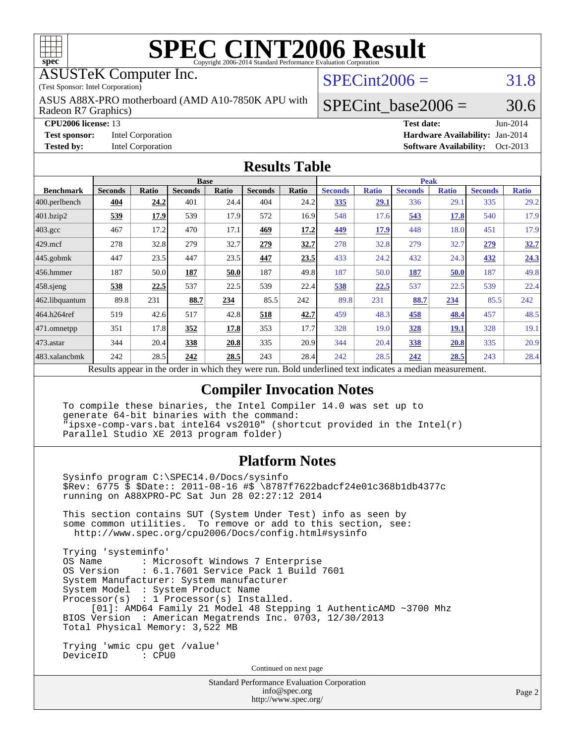# SPEC CINT2006 Result

Copyright 2006-2014 Standard Performance Evaluation Corporation

ASUSTeK Computer Inc.
(Test Sponsor: Intel Corporation)

ASUS A88X-PRO motherboard (AMD A10-7850K APU with Radeon R7 Graphics)

SPECint2006 = 31.8

SPECint_base2006 = 30.6

**CPU2006 license:** 13 | **Test date:** Jun-2014
**Test sponsor:** Intel Corporation | **Hardware Availability:** Jan-2014
**Tested by:** Intel Corporation | **Software Availability:** Oct-2013

## Results Table

| | Base | | | | | | Peak | | | | | |
|---|---|---|---|---|---|---|---|---|---|---|---|---|
| **Benchmark** | **Seconds** | **Ratio** | **Seconds** | **Ratio** | **Seconds** | **Ratio** | **Seconds** | **Ratio** | **Seconds** | **Ratio** | **Seconds** | **Ratio** |
| 400.perlbench | **404** | **24.2** | 401 | 24.4 | 404 | 24.2 | **335** | **29.1** | 336 | 29.1 | 335 | 29.2 |
| 401.bzip2 | **539** | **17.9** | 539 | 17.9 | 572 | 16.9 | 548 | 17.6 | **543** | **17.8** | 540 | 17.9 |
| 403.gcc | 467 | 17.2 | 470 | 17.1 | **469** | **17.2** | **449** | **17.9** | 448 | 18.0 | 451 | 17.9 |
| 429.mcf | 278 | 32.8 | 279 | 32.7 | **279** | **32.7** | 278 | 32.8 | 279 | 32.7 | **279** | **32.7** |
| 445.gobmk | 447 | 23.5 | 447 | 23.5 | **447** | **23.5** | 433 | 24.2 | 432 | 24.3 | **432** | **24.3** |
| 456.hmmer | 187 | 50.0 | **187** | **50.0** | 187 | 49.8 | 187 | 50.0 | **187** | **50.0** | 187 | 49.8 |
| 458.sjeng | **538** | **22.5** | 537 | 22.5 | 539 | 22.4 | **538** | **22.5** | 537 | 22.5 | 539 | 22.4 |
| 462.libquantum | 89.8 | 231 | **88.7** | **234** | 85.5 | 242 | 89.8 | 231 | **88.7** | **234** | 85.5 | 242 |
| 464.h264ref | 519 | 42.6 | 517 | 42.8 | **518** | **42.7** | 459 | 48.3 | **458** | **48.4** | 457 | 48.5 |
| 471.omnetpp | 351 | 17.8 | **352** | **17.8** | 353 | 17.7 | 328 | 19.0 | **328** | **19.1** | 328 | 19.1 |
| 473.astar | 344 | 20.4 | **338** | **20.8** | 335 | 20.9 | 344 | 20.4 | **338** | **20.8** | 335 | 20.9 |
| 483.xalancbmk | 242 | 28.5 | **242** | **28.5** | 243 | 28.4 | 242 | 28.5 | **242** | **28.5** | 243 | 28.4 |

Results appear in the order in which they were run. Bold underlined text indicates a median measurement.

## Compiler Invocation Notes

```
To compile these binaries, the Intel Compiler 14.0 was set up to
generate 64-bit binaries with the command:
"ipsxe-comp-vars.bat intel64 vs2010" (shortcut provided in the Intel(r)
Parallel Studio XE 2013 program folder)
```

## Platform Notes

```
Sysinfo program C:\SPEC14.0/Docs/sysinfo
$Rev: 6775 $ $Date:: 2011-08-16 #$ \8787f7622badcf24e01c368b1db4377c
running on A88XPRO-PC Sat Jun 28 02:27:12 2014

This section contains SUT (System Under Test) info as seen by
some common utilities.  To remove or add to this section, see:
  http://www.spec.org/cpu2006/Docs/config.html#sysinfo

Trying 'systeminfo'
OS Name        : Microsoft Windows 7 Enterprise
OS Version     : 6.1.7601 Service Pack 1 Build 7601
System Manufacturer: System manufacturer
System Model   : System Product Name
Processor(s)   : 1 Processor(s) Installed.
     [01]: AMD64 Family 21 Model 48 Stepping 1 AuthenticAMD ~3700 Mhz
BIOS Version   : American Megatrends Inc. 0703, 12/30/2013
Total Physical Memory: 3,522 MB

Trying 'wmic cpu get /value'
DeviceID       : CPU0
```

Continued on next page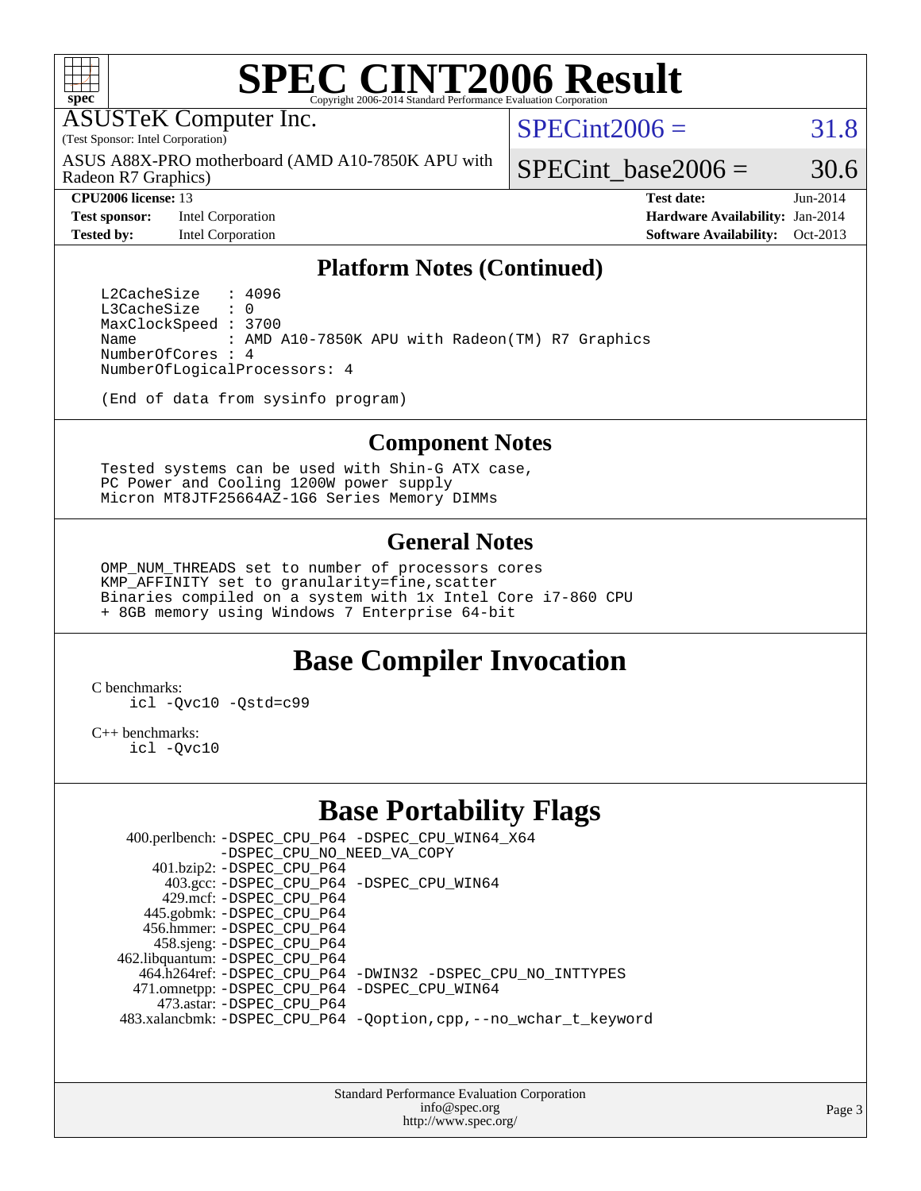# SPEC CINT2006 Result

Copyright 2006-2014 Standard Performance Evaluation Corporation

ASUSTeK Computer Inc.
(Test Sponsor: Intel Corporation)
ASUS A88X-PRO motherboard (AMD A10-7850K APU with Radeon R7 Graphics)

SPECint2006 = 31.8
SPECint_base2006 = 30.6

| | | | |
|---|---|---|---|
| **CPU2006 license:** 13 | | **Test date:** | Jun-2014 |
| **Test sponsor:** | Intel Corporation | **Hardware Availability:** | Jan-2014 |
| **Tested by:** | Intel Corporation | **Software Availability:** | Oct-2013 |

## Platform Notes (Continued)

```
L2CacheSize   : 4096
L3CacheSize   : 0
MaxClockSpeed : 3700
Name          : AMD A10-7850K APU with Radeon(TM) R7 Graphics
NumberOfCores : 4
NumberOfLogicalProcessors: 4

(End of data from sysinfo program)
```

## Component Notes

```
Tested systems can be used with Shin-G ATX case,
PC Power and Cooling 1200W power supply
Micron MT8JTF25664AZ-1G6 Series Memory DIMMs
```

## General Notes

```
OMP_NUM_THREADS set to number of processors cores
KMP_AFFINITY set to granularity=fine,scatter
Binaries compiled on a system with 1x Intel Core i7-860 CPU
+ 8GB memory using Windows 7 Enterprise 64-bit
```

## Base Compiler Invocation

C benchmarks:
```
icl -Qvc10 -Qstd=c99
```

C++ benchmarks:
```
icl -Qvc10
```

## Base Portability Flags

| Benchmark | Flags |
|---|---|
| 400.perlbench: | -DSPEC_CPU_P64 -DSPEC_CPU_WIN64_X64 -DSPEC_CPU_NO_NEED_VA_COPY |
| 401.bzip2: | -DSPEC_CPU_P64 |
| 403.gcc: | -DSPEC_CPU_P64 -DSPEC_CPU_WIN64 |
| 429.mcf: | -DSPEC_CPU_P64 |
| 445.gobmk: | -DSPEC_CPU_P64 |
| 456.hmmer: | -DSPEC_CPU_P64 |
| 458.sjeng: | -DSPEC_CPU_P64 |
| 462.libquantum: | -DSPEC_CPU_P64 |
| 464.h264ref: | -DSPEC_CPU_P64 -DWIN32 -DSPEC_CPU_NO_INTTYPES |
| 471.omnetpp: | -DSPEC_CPU_P64 -DSPEC_CPU_WIN64 |
| 473.astar: | -DSPEC_CPU_P64 |
| 483.xalancbmk: | -DSPEC_CPU_P64 -Qoption,cpp,--no_wchar_t_keyword |

Standard Performance Evaluation Corporation
info@spec.org
http://www.spec.org/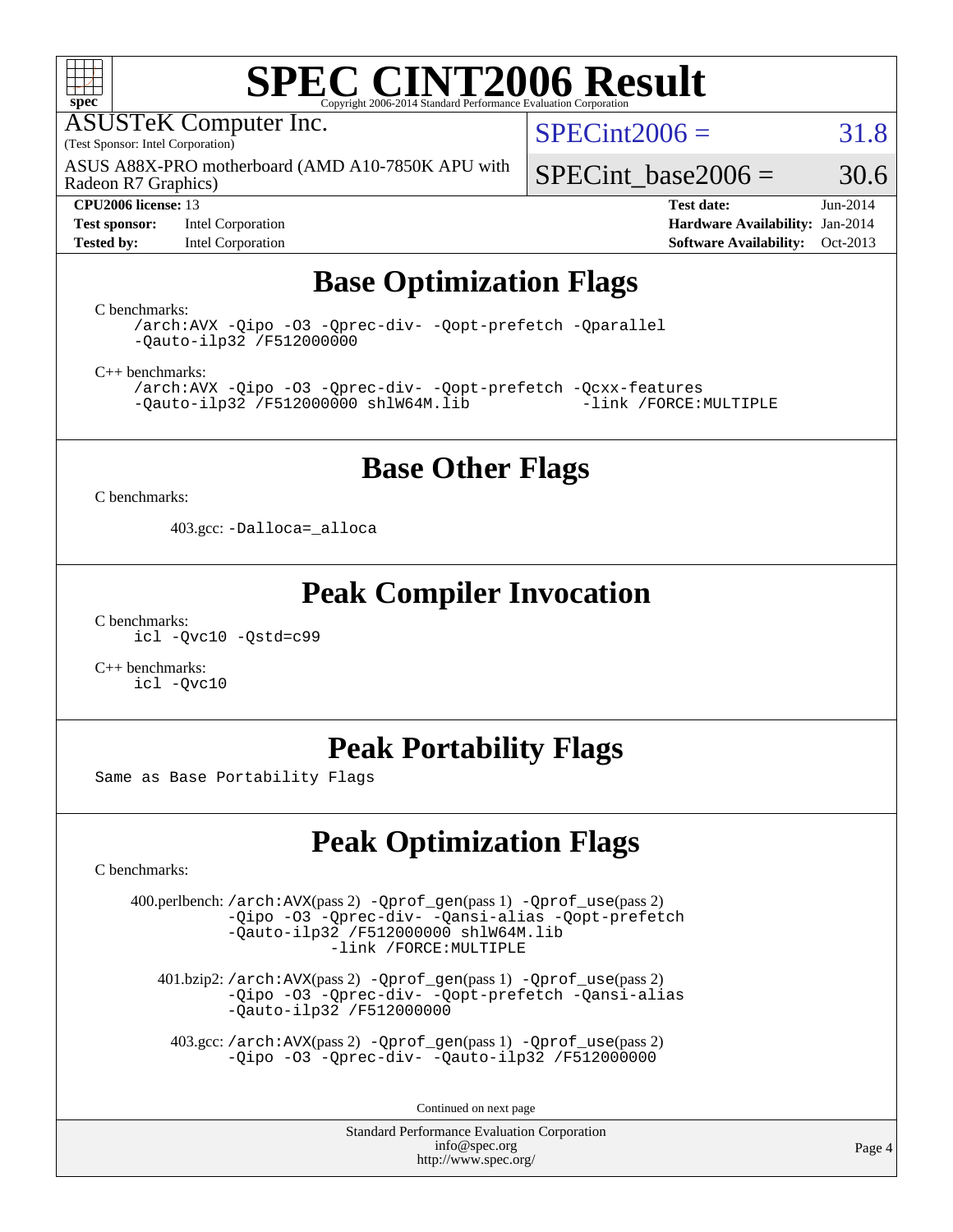# SPEC CINT2006 Result

Copyright 2006-2014 Standard Performance Evaluation Corporation

ASUSTeK Computer Inc.
(Test Sponsor: Intel Corporation)

ASUS A88X-PRO motherboard (AMD A10-7850K APU with Radeon R7 Graphics)

SPECint2006 = 31.8

SPECint_base2006 = 30.6

**CPU2006 license:** 13
**Test sponsor:** Intel Corporation
**Tested by:** Intel Corporation

**Test date:** Jun-2014
**Hardware Availability:** Jan-2014
**Software Availability:** Oct-2013

## Base Optimization Flags

C benchmarks:

```
/arch:AVX -Qipo -O3 -Qprec-div- -Qopt-prefetch -Qparallel
-Qauto-ilp32 /F512000000
```

C++ benchmarks:

```
/arch:AVX -Qipo -O3 -Qprec-div- -Qopt-prefetch -Qcxx-features
-Qauto-ilp32 /F512000000 shlW64M.lib           -link /FORCE:MULTIPLE
```

## Base Other Flags

C benchmarks:

403.gcc: `-Dalloca=_alloca`

## Peak Compiler Invocation

C benchmarks:

```
icl -Qvc10 -Qstd=c99
```

C++ benchmarks:

```
icl -Qvc10
```

## Peak Portability Flags

Same as Base Portability Flags

## Peak Optimization Flags

C benchmarks:

400.perlbench: `/arch:AVX`(pass 2) `-Qprof_gen`(pass 1) `-Qprof_use`(pass 2) `-Qipo -O3 -Qprec-div- -Qansi-alias -Qopt-prefetch -Qauto-ilp32 /F512000000 shlW64M.lib -link /FORCE:MULTIPLE`

401.bzip2: `/arch:AVX`(pass 2) `-Qprof_gen`(pass 1) `-Qprof_use`(pass 2) `-Qipo -O3 -Qprec-div- -Qopt-prefetch -Qansi-alias -Qauto-ilp32 /F512000000`

403.gcc: `/arch:AVX`(pass 2) `-Qprof_gen`(pass 1) `-Qprof_use`(pass 2) `-Qipo -O3 -Qprec-div- -Qauto-ilp32 /F512000000`

Continued on next page

Standard Performance Evaluation Corporation
info@spec.org
http://www.spec.org/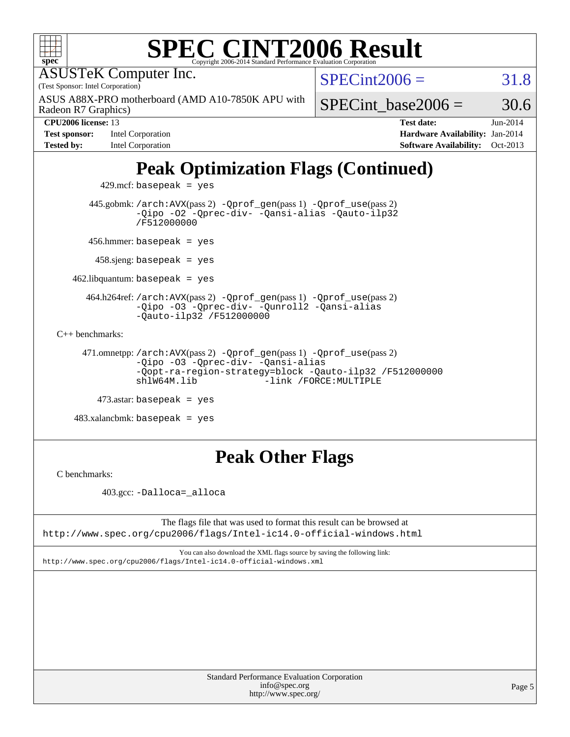# SPEC CINT2006 Result

Copyright 2006-2014 Standard Performance Evaluation Corporation

ASUSTeK Computer Inc.
(Test Sponsor: Intel Corporation)

ASUS A88X-PRO motherboard (AMD A10-7850K APU with Radeon R7 Graphics)

SPECint2006 = 31.8

SPECint_base2006 = 30.6

**CPU2006 license:** 13
**Test sponsor:** Intel Corporation
**Tested by:** Intel Corporation

**Test date:** Jun-2014
**Hardware Availability:** Jan-2014
**Software Availability:** Oct-2013

## Peak Optimization Flags (Continued)

429.mcf: basepeak = yes

445.gobmk: /arch:AVX(pass 2) -Qprof_gen(pass 1) -Qprof_use(pass 2) -Qipo -O2 -Qprec-div- -Qansi-alias -Qauto-ilp32 /F512000000

456.hmmer: basepeak = yes

458.sjeng: basepeak = yes

462.libquantum: basepeak = yes

464.h264ref: /arch:AVX(pass 2) -Qprof_gen(pass 1) -Qprof_use(pass 2) -Qipo -O3 -Qprec-div- -Qunroll2 -Qansi-alias -Qauto-ilp32 /F512000000

C++ benchmarks:

471.omnetpp: /arch:AVX(pass 2) -Qprof_gen(pass 1) -Qprof_use(pass 2) -Qipo -O3 -Qprec-div- -Qansi-alias -Qopt-ra-region-strategy=block -Qauto-ilp32 /F512000000 shlW64M.lib -link /FORCE:MULTIPLE

473.astar: basepeak = yes

483.xalancbmk: basepeak = yes

## Peak Other Flags

C benchmarks:

403.gcc: -Dalloca=_alloca

The flags file that was used to format this result can be browsed at
http://www.spec.org/cpu2006/flags/Intel-ic14.0-official-windows.html

You can also download the XML flags source by saving the following link:
http://www.spec.org/cpu2006/flags/Intel-ic14.0-official-windows.xml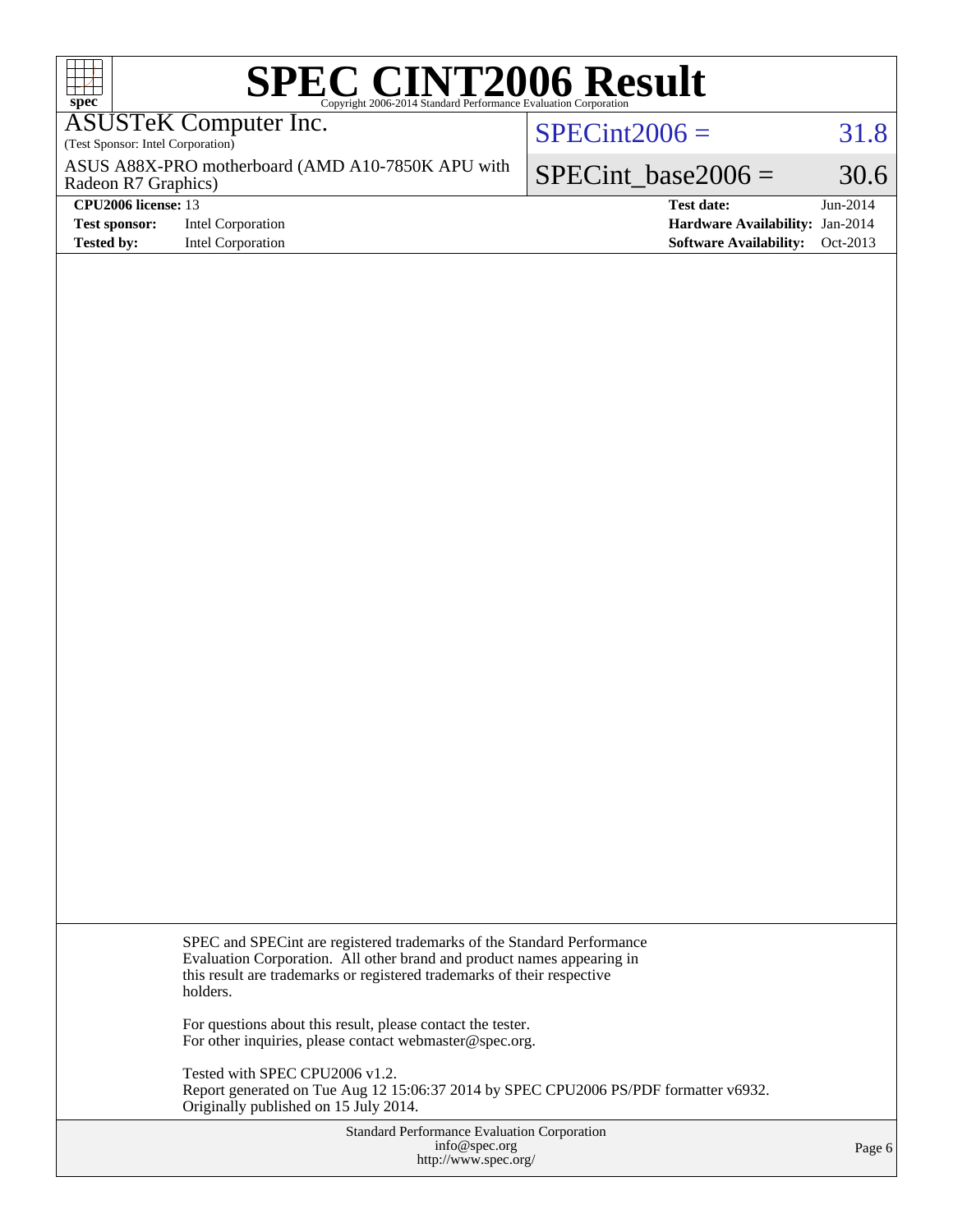SPEC and SPECint are registered trademarks of the Standard Performance Evaluation Corporation. All other brand and product names appearing in this result are trademarks or registered trademarks of their respective holders.

For questions about this result, please contact the tester.
For other inquiries, please contact webmaster@spec.org.

Tested with SPEC CPU2006 v1.2.
Report generated on Tue Aug 12 15:06:37 2014 by SPEC CPU2006 PS/PDF formatter v6932.
Originally published on 15 July 2014.